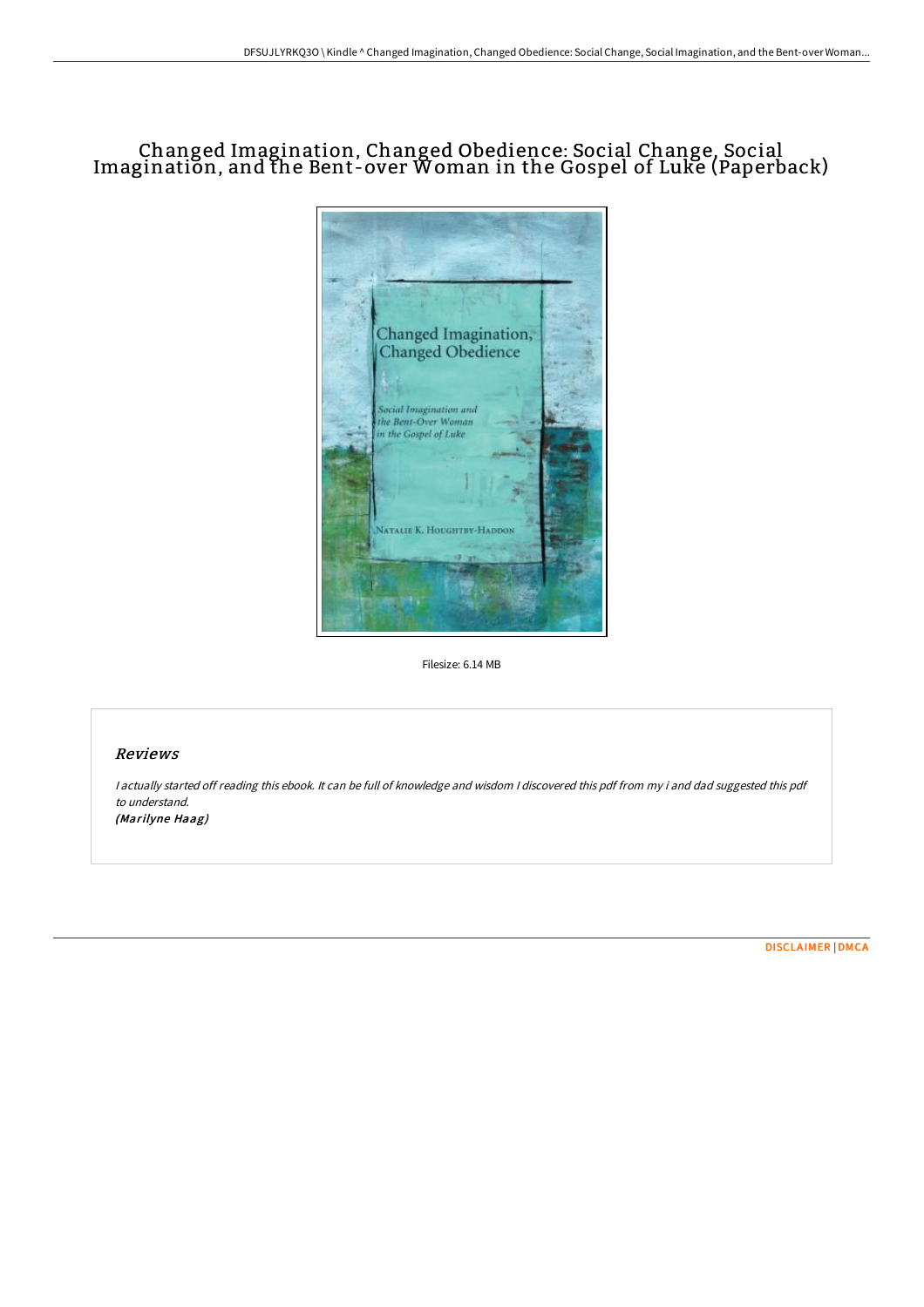# Changed Imagination, Changed Obedience: Social Change, Social Imagination, and the Bent-over Woman in the Gospel of Luke (Paperback)

Filesize: 6.14 MB

## Reviews

*I actually started off reading this ebook. It can be full of knowledge and wisdom I discovered this pdf from my i and dad suggested this pdf to understand.*
*(Marilyne Haag)*

DISCLAIMER | DMCA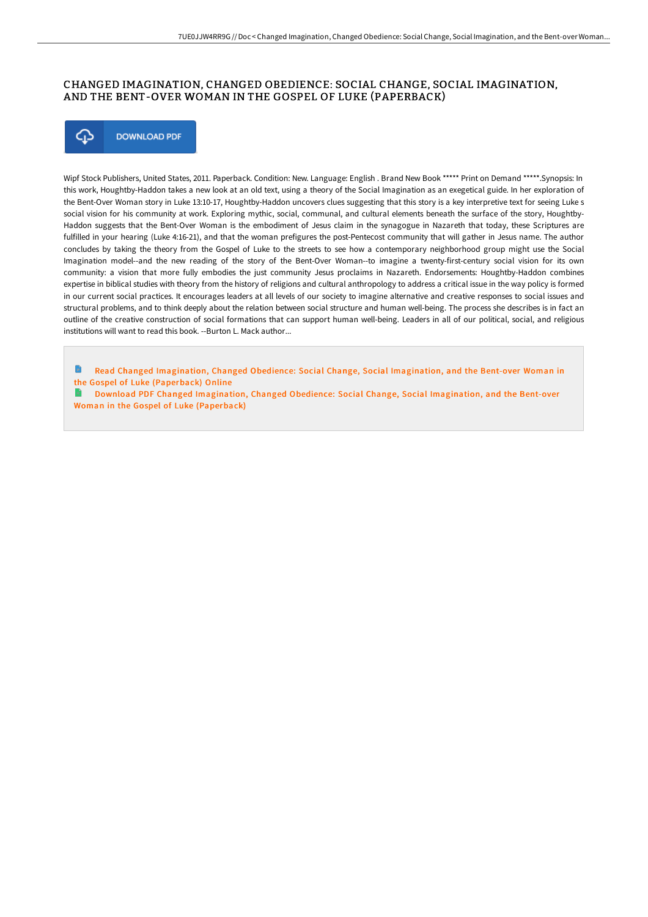# CHANGED IMAGINATION, CHANGED OBEDIENCE: SOCIAL CHANGE, SOCIAL IMAGINATION, AND THE BENT-OVER WOMAN IN THE GOSPEL OF LUKE (PAPERBACK)

DOWNLOAD PDF

Wipf Stock Publishers, United States, 2011. Paperback. Condition: New. Language: English . Brand New Book ***** Print on Demand *****.Synopsis: In this work, Houghtby-Haddon takes a new look at an old text, using a theory of the Social Imagination as an exegetical guide. In her exploration of the Bent-Over Woman story in Luke 13:10-17, Houghtby-Haddon uncovers clues suggesting that this story is a key interpretive text for seeing Luke s social vision for his community at work. Exploring mythic, social, communal, and cultural elements beneath the surface of the story, Houghtby-Haddon suggests that the Bent-Over Woman is the embodiment of Jesus claim in the synagogue in Nazareth that today, these Scriptures are fulfilled in your hearing (Luke 4:16-21), and that the woman prefigures the post-Pentecost community that will gather in Jesus name. The author concludes by taking the theory from the Gospel of Luke to the streets to see how a contemporary neighborhood group might use the Social Imagination model--and the new reading of the story of the Bent-Over Woman--to imagine a twenty-first-century social vision for its own community: a vision that more fully embodies the just community Jesus proclaims in Nazareth. Endorsements: Houghtby-Haddon combines expertise in biblical studies with theory from the history of religions and cultural anthropology to address a critical issue in the way policy is formed in our current social practices. It encourages leaders at all levels of our society to imagine alternative and creative responses to social issues and structural problems, and to think deeply about the relation between social structure and human well-being. The process she describes is in fact an outline of the creative construction of social formations that can support human well-being. Leaders in all of our political, social, and religious institutions will want to read this book. --Burton L. Mack author...

Read Changed Imagination, Changed Obedience: Social Change, Social Imagination, and the Bent-over Woman in the Gospel of Luke (Paperback) Online

Download PDF Changed Imagination, Changed Obedience: Social Change, Social Imagination, and the Bent-over Woman in the Gospel of Luke (Paperback)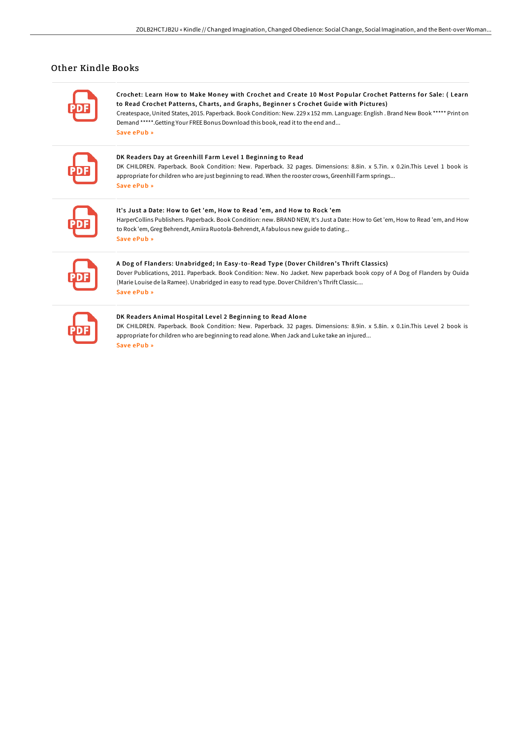## Other Kindle Books

**Crochet: Learn How to Make Money with Crochet and Create 10 Most Popular Crochet Patterns for Sale: ( Learn to Read Crochet Patterns, Charts, and Graphs, Beginner s Crochet Guide with Pictures)**

Createspace, United States, 2015. Paperback. Book Condition: New. 229 x 152 mm. Language: English . Brand New Book ***** Print on Demand *****.Getting Your FREE Bonus Download this book, read it to the end and...

Save ePub »

**DK Readers Day at Greenhill Farm Level 1 Beginning to Read**

DK CHILDREN. Paperback. Book Condition: New. Paperback. 32 pages. Dimensions: 8.8in. x 5.7in. x 0.2in.This Level 1 book is appropriate for children who are just beginning to read. When the rooster crows, Greenhill Farm springs...

Save ePub »

**It's Just a Date: How to Get 'em, How to Read 'em, and How to Rock 'em**

HarperCollins Publishers. Paperback. Book Condition: new. BRAND NEW, It's Just a Date: How to Get 'em, How to Read 'em, and How to Rock 'em, Greg Behrendt, Amiira Ruotola-Behrendt, A fabulous new guide to dating...

Save ePub »

**A Dog of Flanders: Unabridged; In Easy-to-Read Type (Dover Children's Thrift Classics)**

Dover Publications, 2011. Paperback. Book Condition: New. No Jacket. New paperback book copy of A Dog of Flanders by Ouida (Marie Louise de la Ramee). Unabridged in easy to read type. Dover Children's Thrift Classic....

Save ePub »

**DK Readers Animal Hospital Level 2 Beginning to Read Alone**

DK CHILDREN. Paperback. Book Condition: New. Paperback. 32 pages. Dimensions: 8.9in. x 5.8in. x 0.1in.This Level 2 book is appropriate for children who are beginning to read alone. When Jack and Luke take an injured...

Save ePub »